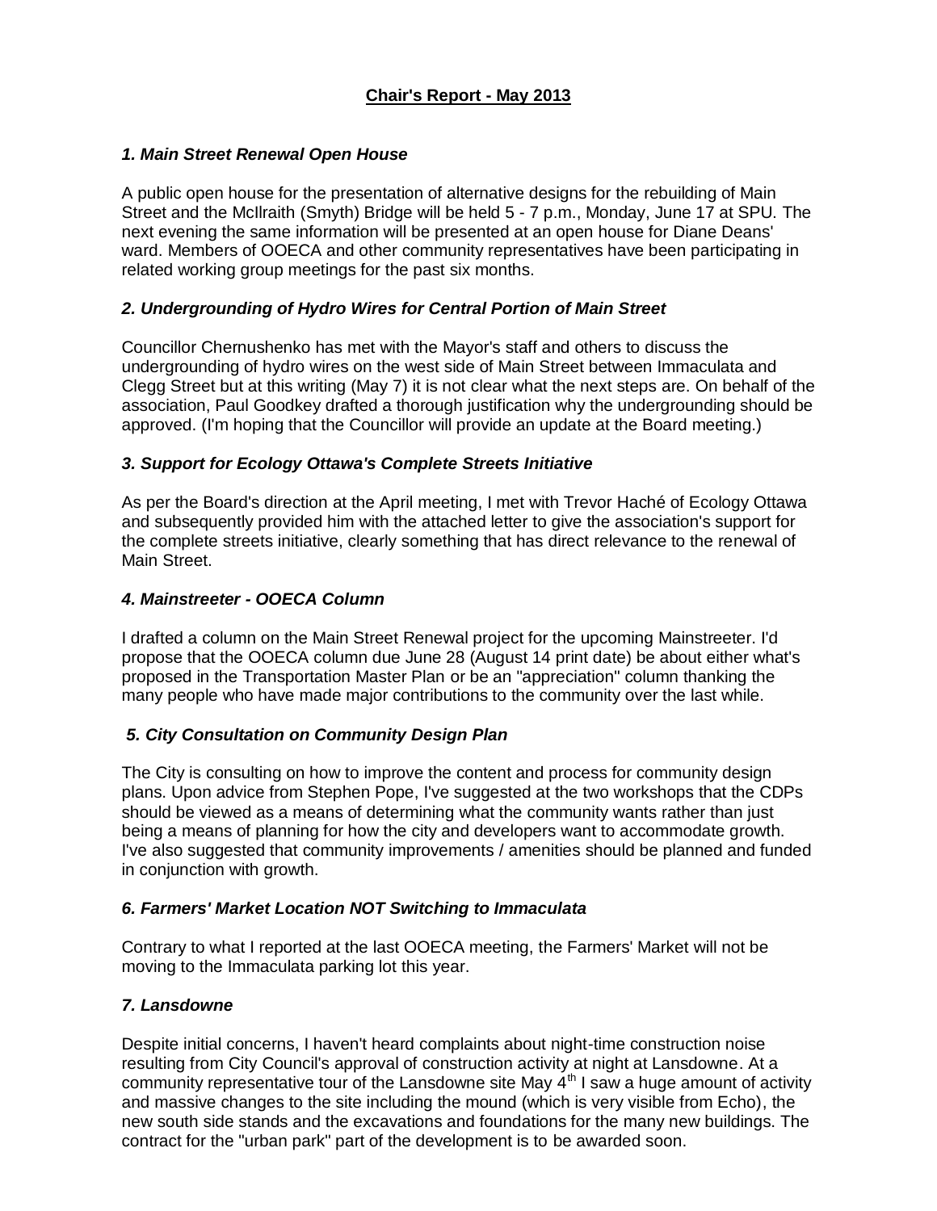# Chair's Report - May 2013

### *1. Main Street Renewal Open House*

A public open house for the presentation of alternative designs for the rebuilding of Main Street and the McIlraith (Smyth) Bridge will be held 5 - 7 p.m., Monday, June 17 at SPU. The next evening the same information will be presented at an open house for Diane Deans' ward. Members of OOECA and other community representatives have been participating in related working group meetings for the past six months.

### *2. Undergrounding of Hydro Wires for Central Portion of Main Street*

Councillor Chernushenko has met with the Mayor's staff and others to discuss the undergrounding of hydro wires on the west side of Main Street between Immaculata and Clegg Street but at this writing (May 7) it is not clear what the next steps are. On behalf of the association, Paul Goodkey drafted a thorough justification why the undergrounding should be approved. (I'm hoping that the Councillor will provide an update at the Board meeting.)

### *3. Support for Ecology Ottawa's Complete Streets Initiative*

As per the Board's direction at the April meeting, I met with Trevor Haché of Ecology Ottawa and subsequently provided him with the attached letter to give the association's support for the complete streets initiative, clearly something that has direct relevance to the renewal of Main Street.

### *4. Mainstreeter - OOECA Column*

I drafted a column on the Main Street Renewal project for the upcoming Mainstreeter. I'd propose that the OOECA column due June 28 (August 14 print date) be about either what's proposed in the Transportation Master Plan or be an "appreciation" column thanking the many people who have made major contributions to the community over the last while.

### *5. City Consultation on Community Design Plan*

The City is consulting on how to improve the content and process for community design plans. Upon advice from Stephen Pope, I've suggested at the two workshops that the CDPs should be viewed as a means of determining what the community wants rather than just being a means of planning for how the city and developers want to accommodate growth. I've also suggested that community improvements / amenities should be planned and funded in conjunction with growth.

### *6. Farmers' Market Location NOT Switching to Immaculata*

Contrary to what I reported at the last OOECA meeting, the Farmers' Market will not be moving to the Immaculata parking lot this year.

### *7. Lansdowne*

Despite initial concerns, I haven't heard complaints about night-time construction noise resulting from City Council's approval of construction activity at night at Lansdowne. At a community representative tour of the Lansdowne site May 4th I saw a huge amount of activity and massive changes to the site including the mound (which is very visible from Echo), the new south side stands and the excavations and foundations for the many new buildings. The contract for the "urban park" part of the development is to be awarded soon.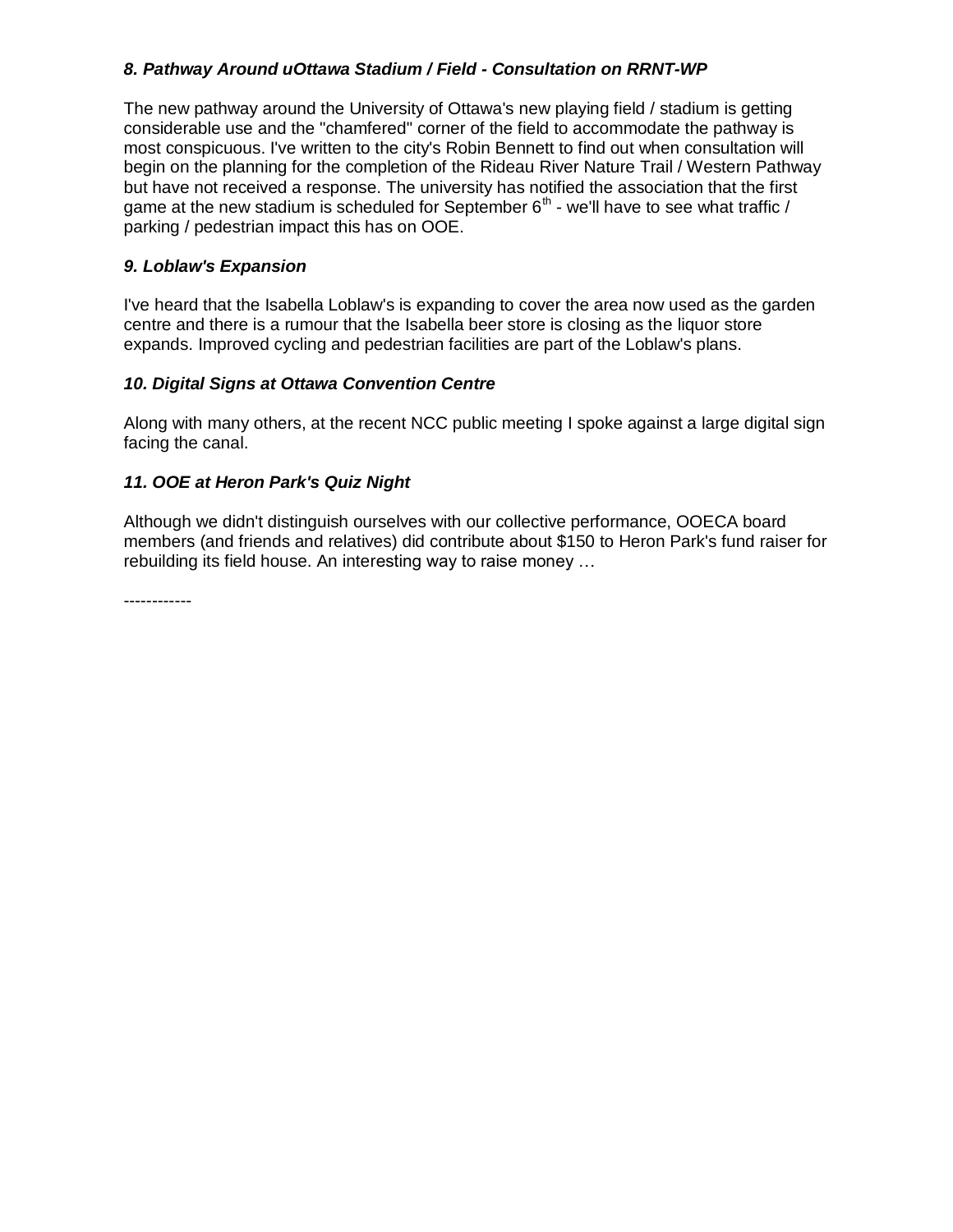### *8. Pathway Around uOttawa Stadium / Field - Consultation on RRNT-WP*

The new pathway around the University of Ottawa's new playing field / stadium is getting considerable use and the "chamfered" corner of the field to accommodate the pathway is most conspicuous. I've written to the city's Robin Bennett to find out when consultation will begin on the planning for the completion of the Rideau River Nature Trail / Western Pathway but have not received a response. The university has notified the association that the first game at the new stadium is scheduled for September 6th - we'll have to see what traffic / parking / pedestrian impact this has on OOE.

### *9. Loblaw's Expansion*

I've heard that the Isabella Loblaw's is expanding to cover the area now used as the garden centre and there is a rumour that the Isabella beer store is closing as the liquor store expands. Improved cycling and pedestrian facilities are part of the Loblaw's plans.

### *10. Digital Signs at Ottawa Convention Centre*

Along with many others, at the recent NCC public meeting I spoke against a large digital sign facing the canal.

### *11. OOE at Heron Park's Quiz Night*

Although we didn't distinguish ourselves with our collective performance, OOECA board members (and friends and relatives) did contribute about $150 to Heron Park's fund raiser for rebuilding its field house. An interesting way to raise money …

------------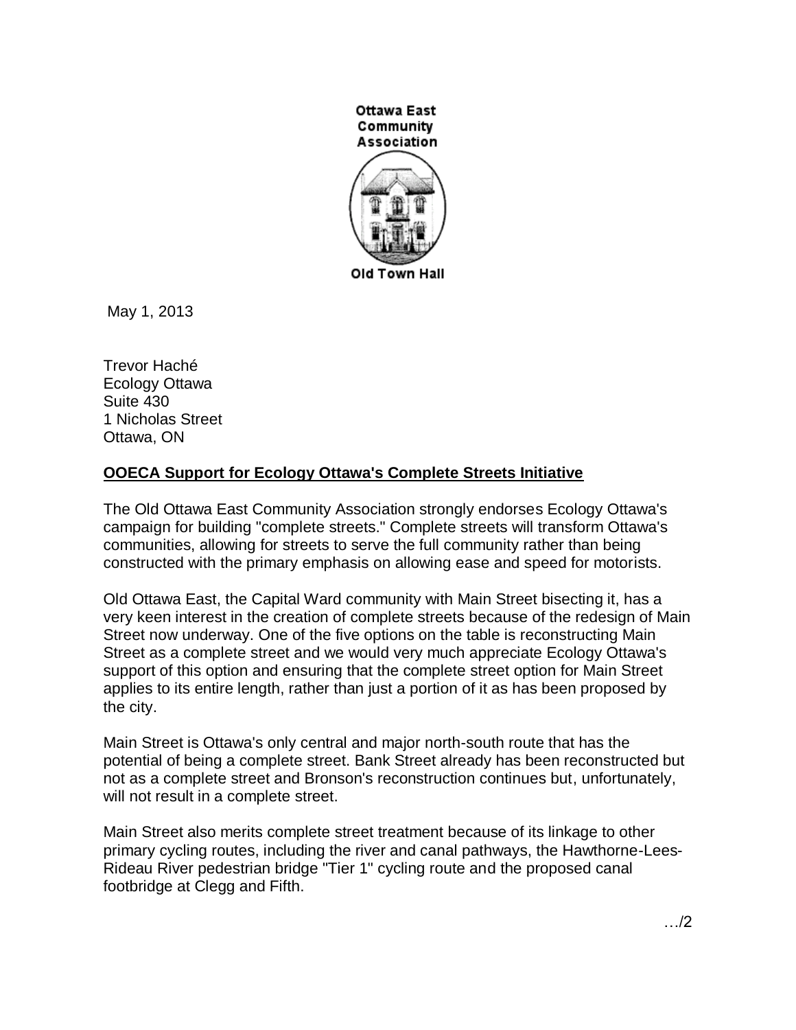Ottawa East Community Association

Old Town Hall

May 1, 2013

Trevor Haché
Ecology Ottawa
Suite 430
1 Nicholas Street
Ottawa, ON

**OOECA Support for Ecology Ottawa's Complete Streets Initiative**

The Old Ottawa East Community Association strongly endorses Ecology Ottawa's campaign for building "complete streets." Complete streets will transform Ottawa's communities, allowing for streets to serve the full community rather than being constructed with the primary emphasis on allowing ease and speed for motorists.

Old Ottawa East, the Capital Ward community with Main Street bisecting it, has a very keen interest in the creation of complete streets because of the redesign of Main Street now underway. One of the five options on the table is reconstructing Main Street as a complete street and we would very much appreciate Ecology Ottawa's support of this option and ensuring that the complete street option for Main Street applies to its entire length, rather than just a portion of it as has been proposed by the city.

Main Street is Ottawa's only central and major north-south route that has the potential of being a complete street. Bank Street already has been reconstructed but not as a complete street and Bronson's reconstruction continues but, unfortunately, will not result in a complete street.

Main Street also merits complete street treatment because of its linkage to other primary cycling routes, including the river and canal pathways, the Hawthorne-Lees-Rideau River pedestrian bridge "Tier 1" cycling route and the proposed canal footbridge at Clegg and Fifth.

…/2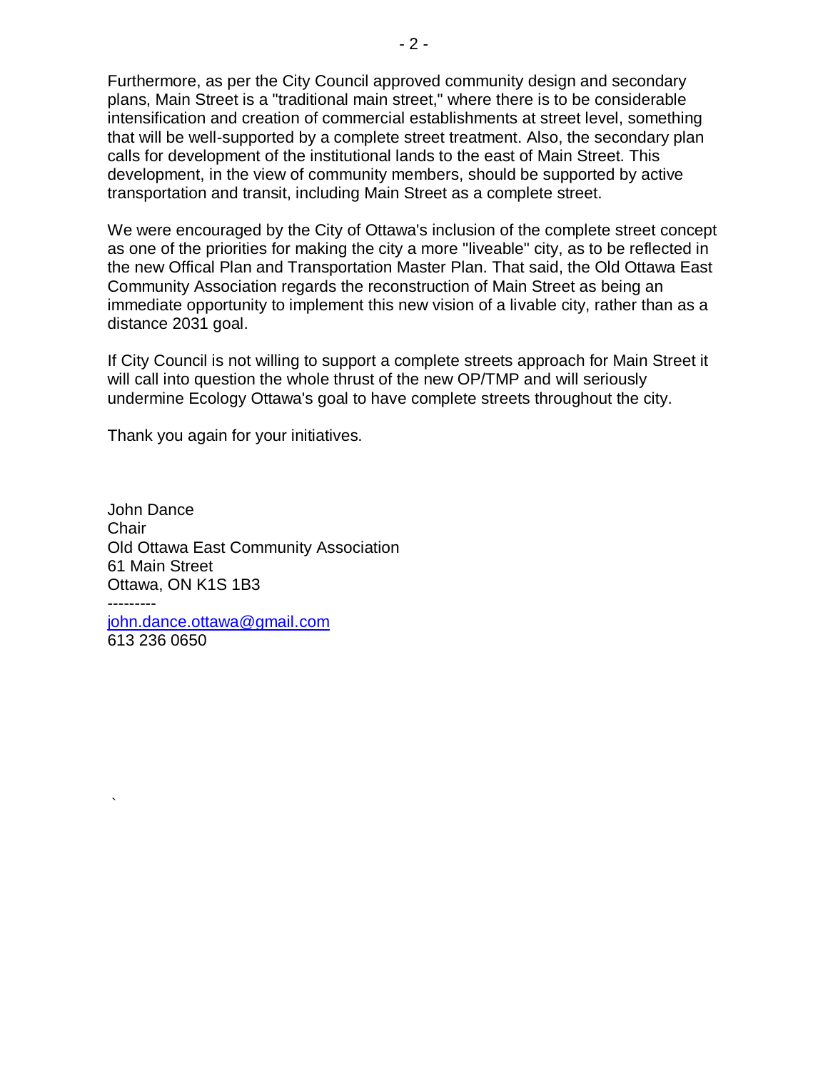Furthermore, as per the City Council approved community design and secondary plans, Main Street is a "traditional main street," where there is to be considerable intensification and creation of commercial establishments at street level, something that will be well-supported by a complete street treatment. Also, the secondary plan calls for development of the institutional lands to the east of Main Street. This development, in the view of community members, should be supported by active transportation and transit, including Main Street as a complete street.

We were encouraged by the City of Ottawa's inclusion of the complete street concept as one of the priorities for making the city a more "liveable" city, as to be reflected in the new Offical Plan and Transportation Master Plan. That said, the Old Ottawa East Community Association regards the reconstruction of Main Street as being an immediate opportunity to implement this new vision of a livable city, rather than as a distance 2031 goal.

If City Council is not willing to support a complete streets approach for Main Street it will call into question the whole thrust of the new OP/TMP and will seriously undermine Ecology Ottawa's goal to have complete streets throughout the city.

Thank you again for your initiatives.

John Dance
Chair
Old Ottawa East Community Association
61 Main Street
Ottawa, ON K1S 1B3
---------
john.dance.ottawa@gmail.com
613 236 0650

`